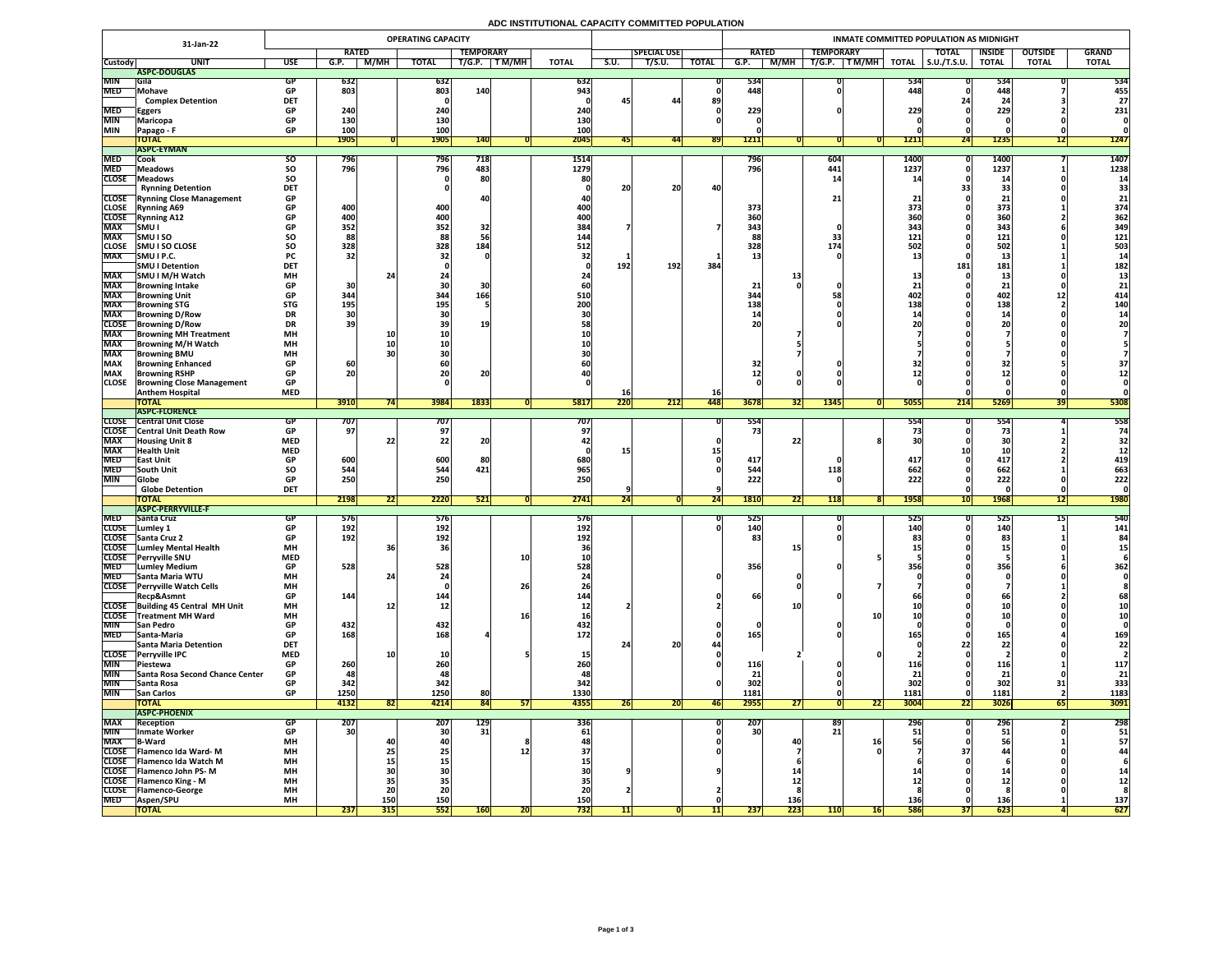# ADC INSTITUTIONAL CAPACITY COMMITTED POPULATION

| 31-Jan-22 | | | OPERATING CAPACITY | | | | | | | | | INMATE COMMITTED POPULATION AS MIDNIGHT | | | | | | | | |
|---|---|---|---|---|---|---|---|---|---|---|---|---|---|---|---|---|---|---|---|---|
| | | | RATED | | | TEMPORARY | | | | SPECIAL USE | | RATED | | TEMPORARY | | | TOTAL | INSIDE | OUTSIDE | GRAND |
| Custody | UNIT | USE | G.P. | M/MH | TOTAL | T/G.P. | T M/MH | TOTAL | S.U. | T/S.U. | TOTAL | G.P. | M/MH | T/G.P. | T M/MH | TOTAL | S.U./T.S.U. | TOTAL | TOTAL | TOTAL |
| | **ASPC-DOUGLAS** | | | | | | | | | | | | | | | | | | | |
| MIN | Gila | GP | 632 | | 632 | | | 632 | | | 0 | 534 | | 0 | | 534 | 0 | 534 | 0 | 534 |
| MED | Mohave | GP | 803 | | 803 | 140 | | 943 | | | 0 | 448 | | 0 | | 448 | 0 | 448 | 7 | 455 |
| | Complex Detention | DET | | | 0 | | | 0 | 45 | 44 | 89 | | | | | | 24 | 24 | 3 | 27 |
| MED | Eggers | GP | 240 | | 240 | | | 240 | | | 0 | 229 | | 0 | | 229 | 0 | 229 | 2 | 231 |
| MIN | Maricopa | GP | 130 | | 130 | | | 130 | | | 0 | 0 | | | | 0 | 0 | 0 | 0 | 0 |
| MIN | Papago - F | GP | 100 | | 100 | | | 100 | | | | 0 | | | | 0 | 0 | 0 | 0 | 0 |
| | **TOTAL** | | 1905 | 0 | 1905 | 140 | 0 | 2045 | 45 | 44 | 89 | 1211 | 0 | 0 | 0 | 1211 | 24 | 1235 | 12 | 1247 |
| | **ASPC-EYMAN** | | | | | | | | | | | | | | | | | | | |
| MED | Cook | SO | 796 | | 796 | 718 | | 1514 | | | | 796 | | 604 | | 1400 | 0 | 1400 | 7 | 1407 |
| MED | Meadows | SO | 796 | | 796 | 483 | | 1279 | | | | 796 | | 441 | | 1237 | 0 | 1237 | 1 | 1238 |
| CLOSE | Meadows | SO | | | 0 | 80 | | 80 | | | | | | 14 | | 14 | 0 | 14 | 0 | 14 |
| | Rynning Detention | DET | | | 0 | | | 0 | 20 | 20 | 40 | | | | | | 33 | 33 | 0 | 33 |
| CLOSE | Rynning Close Management | GP | | | | 40 | | 40 | | | | | | 21 | | 21 | 0 | 21 | 0 | 21 |
| CLOSE | Rynning A69 | GP | 400 | | 400 | | | 400 | | | | 373 | | | | 373 | 0 | 373 | 1 | 374 |
| CLOSE | Rynning A12 | GP | 400 | | 400 | | | 400 | | | | 360 | | | | 360 | 0 | 360 | 2 | 362 |
| MAX | SMU I | GP | 352 | | 352 | 32 | | 384 | 7 | | 7 | 343 | | 0 | | 343 | 0 | 343 | 6 | 349 |
| MAX | SMU I SO | SO | 88 | | 88 | 56 | | 144 | | | | 88 | | 33 | | 121 | 0 | 121 | 0 | 121 |
| CLOSE | SMU I SO CLOSE | SO | 328 | | 328 | 184 | | 512 | | | | 328 | | 174 | | 502 | 0 | 502 | 1 | 503 |
| MAX | SMU I P.C. | PC | 32 | | 32 | 0 | | 32 | 1 | | 1 | 13 | | 0 | | 13 | 0 | 13 | 1 | 14 |
| | SMU I Detention | DET | | | 0 | | | 0 | 192 | 192 | 384 | | | | | | 181 | 181 | 1 | 182 |
| MAX | SMU I M/H Watch | MH | | 24 | 24 | | | 24 | | | | | 13 | | | 13 | 0 | 13 | 0 | 13 |
| MAX | Browning Intake | GP | 30 | | 30 | 30 | | 60 | | | | 21 | 0 | 0 | | 21 | 0 | 21 | 0 | 21 |
| MAX | Browning Unit | GP | 344 | | 344 | 166 | | 510 | | | | 344 | | 58 | | 402 | 0 | 402 | 12 | 414 |
| MAX | Browning STG | STG | 195 | | 195 | 5 | | 200 | | | | 138 | | 0 | | 138 | 0 | 138 | 2 | 140 |
| MAX | Browning D/Row | DR | 30 | | 30 | | | 30 | | | | 14 | | 0 | | 14 | 0 | 14 | 0 | 14 |
| CLOSE | Browning D/Row | DR | 39 | | 39 | 19 | | 58 | | | | 20 | | 0 | | 20 | 0 | 20 | 0 | 20 |
| MAX | Browning MH Treatment | MH | | 10 | 10 | | | 10 | | | | | 7 | | | 7 | 0 | 7 | 0 | 7 |
| MAX | Browning M/H Watch | MH | | 10 | 10 | | | 10 | | | | | 5 | | | 5 | 0 | 5 | 0 | 5 |
| MAX | Browning BMU | MH | | 30 | 30 | | | 30 | | | | | 7 | | | 7 | 0 | 7 | 0 | 7 |
| MAX | Browning Enhanced | GP | 60 | | 60 | | | 60 | | | | 32 | | 0 | | 32 | 0 | 32 | 5 | 37 |
| MAX | Browning RSHP | GP | 20 | | 20 | 20 | | 40 | | | | 12 | 0 | 0 | | 12 | 0 | 12 | 0 | 12 |
| CLOSE | Browning Close Management | GP | | | 0 | | | 0 | | | | 0 | 0 | 0 | | 0 | 0 | 0 | 0 | 0 |
| | Anthem Hospital | MED | | | | | | | 16 | | 16 | | | | | | 0 | 0 | 0 | 0 |
| | **TOTAL** | | 3910 | 74 | 3984 | 1833 | 0 | 5817 | 220 | 212 | 448 | 3678 | 32 | 1345 | 0 | 5055 | 214 | 5269 | 39 | 5308 |
| | **ASPC-FLORENCE** | | | | | | | | | | | | | | | | | | | |
| CLOSE | Central Unit Close | GP | 707 | | 707 | | | 707 | | | 0 | 554 | | | | 554 | 0 | 554 | 4 | 558 |
| CLOSE | Central Unit Death Row | GP | 97 | | 97 | | | 97 | | | | 73 | | | | 73 | 0 | 73 | 1 | 74 |
| MAX | Housing Unit 8 | MED | | 22 | 22 | 20 | | 42 | | | 0 | | 22 | | 8 | 30 | 0 | 30 | 2 | 32 |
| MAX | Health Unit | MED | | | | | | 0 | 15 | | 15 | | | | | | 10 | 10 | 2 | 12 |
| MED | East Unit | GP | 600 | | 600 | 80 | | 680 | | | 0 | 417 | | 0 | | 417 | 0 | 417 | 2 | 419 |
| MED | South Unit | SO | 544 | | 544 | 421 | | 965 | | | 0 | 544 | | 118 | | 662 | 0 | 662 | 1 | 663 |
| MIN | Globe | GP | 250 | | 250 | | | 250 | | | | 222 | | 0 | | 222 | 0 | 222 | 0 | 222 |
| | Globe Detention | DET | | | | | | | 9 | | 9 | | | | | | 0 | 0 | 0 | 0 |
| | **TOTAL** | | 2198 | 22 | 2220 | 521 | 0 | 2741 | 24 | 0 | 24 | 1810 | 22 | 118 | 8 | 1958 | 10 | 1968 | 12 | 1980 |
| | **ASPC-PERRYVILLE-F** | | | | | | | | | | | | | | | | | | | |
| MED | Santa Cruz | GP | 576 | | 576 | | | 576 | | | 0 | 525 | | 0 | | 525 | 0 | 525 | 15 | 540 |
| CLOSE | Lumley 1 | GP | 192 | | 192 | | | 192 | | | 0 | 140 | | 0 | | 140 | 0 | 140 | 1 | 141 |
| CLOSE | Santa Cruz 2 | GP | 192 | | 192 | | | 192 | | | | 83 | | 0 | | 83 | 0 | 83 | 1 | 84 |
| CLOSE | Lumley Mental Health | MH | | 36 | 36 | | | 36 | | | | | 15 | | | 15 | 0 | 15 | 0 | 15 |
| CLOSE | Perryville SNU | MED | | | | | 10 | 10 | | | | | | | 5 | 5 | 0 | 5 | 1 | 6 |
| MED | Lumley Medium | GP | 528 | | 528 | | | 528 | | | | 356 | | 0 | | 356 | 0 | 356 | 6 | 362 |
| MED | Santa Maria WTU | MH | | 24 | 24 | | | 24 | | | 0 | | 0 | | | 0 | 0 | 0 | 0 | 0 |
| CLOSE | Perryville Watch Cells | MH | | | 0 | | 26 | 26 | | | | | 0 | | 7 | 7 | 0 | 7 | 1 | 8 |
| | Recp&Asmnt | GP | 144 | | 144 | | | 144 | | | 0 | 66 | | 0 | | 66 | 0 | 66 | 2 | 68 |
| CLOSE | Building 45 Central MH Unit | MH | | 12 | 12 | | | 12 | 2 | | 2 | | 10 | | | 10 | 0 | 10 | 0 | 10 |
| CLOSE | Treatment MH Ward | MH | | | | | 16 | 16 | | | | | | | 10 | 10 | 0 | 10 | 0 | 10 |
| MIN | San Pedro | GP | 432 | | 432 | | | 432 | | | 0 | 0 | | 0 | | 0 | 0 | 0 | 0 | 0 |
| MED | Santa-Maria | GP | 168 | | 168 | 4 | | 172 | | | 0 | 165 | | 0 | | 165 | 0 | 165 | 4 | 169 |
| | Santa Maria Detention | DET | | | | | | | 24 | 20 | 44 | | | | | 0 | 22 | 22 | 0 | 22 |
| CLOSE | Perryville IPC | MED | | 10 | 10 | | 5 | 15 | | | 0 | | 2 | | 0 | 2 | 0 | 2 | 0 | 2 |
| MIN | Piestewa | GP | 260 | | 260 | | | 260 | | | 0 | 116 | | 0 | | 116 | 0 | 116 | 1 | 117 |
| MIN | Santa Rosa Second Chance Center | GP | 48 | | 48 | | | 48 | | | | 21 | | 0 | | 21 | 0 | 21 | 0 | 21 |
| MIN | Santa Rosa | GP | 342 | | 342 | | | 342 | | | 0 | 302 | | 0 | | 302 | 0 | 302 | 31 | 333 |
| MIN | San Carlos | GP | 1250 | | 1250 | 80 | | 1330 | | | | 1181 | | 0 | | 1181 | 0 | 1181 | 2 | 1183 |
| | **TOTAL** | | 4132 | 82 | 4214 | 84 | 57 | 4355 | 26 | 20 | 46 | 2955 | 27 | 0 | 22 | 3004 | 22 | 3026 | 65 | 3091 |
| | **ASPC-PHOENIX** | | | | | | | | | | | | | | | | | | | |
| MAX | Reception | GP | 207 | | 207 | 129 | | 336 | | | 0 | 207 | | 89 | | 296 | 0 | 296 | 2 | 298 |
| MIN | Inmate Worker | GP | 30 | | 30 | 31 | | 61 | | | 0 | 30 | | 21 | | 51 | 0 | 51 | 0 | 51 |
| MAX | B-Ward | MH | | 40 | 40 | | 8 | 48 | | | 0 | | 40 | | 16 | 56 | 0 | 56 | 1 | 57 |
| CLOSE | Flamenco Ida Ward- M | MH | | 25 | 25 | | 12 | 37 | | | 0 | | 7 | | 0 | 7 | 37 | 44 | 0 | 44 |
| CLOSE | Flamenco Ida Watch M | MH | | 15 | 15 | | | 15 | | | | | 6 | | | 6 | 0 | 6 | 0 | 6 |
| CLOSE | Flamenco John PS- M | MH | | 30 | 30 | | | 30 | 9 | | 9 | | 14 | | | 14 | 0 | 14 | 0 | 14 |
| CLOSE | Flamenco King - M | MH | | 35 | 35 | | | 35 | | | | | 12 | | | 12 | 0 | 12 | 0 | 12 |
| CLOSE | Flamenco-George | MH | | 20 | 20 | | | 20 | 2 | | 2 | | 8 | | | 8 | 0 | 8 | 0 | 8 |
| MED | Aspen/SPU | MH | | 150 | 150 | | | 150 | | | 0 | | 136 | | | 136 | 0 | 136 | 1 | 137 |
| | **TOTAL** | | 237 | 315 | 552 | 160 | 20 | 732 | 11 | 0 | 11 | 237 | 223 | 110 | 16 | 586 | 37 | 623 | 4 | 627 |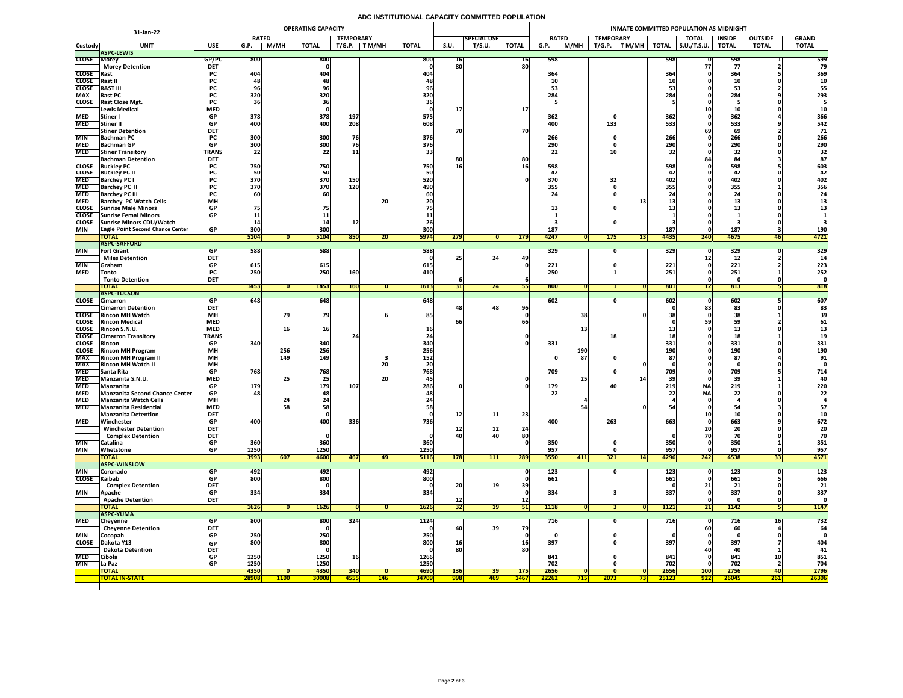# ADC INSTITUTIONAL CAPACITY COMMITTED POPULATION

| 31-Jan-22 | | | OPERATING CAPACITY | | | | | | | | | | INMATE COMMITTED POPULATION AS MIDNIGHT | | | | | | | | | |
|---|---|---|---|---|---|---|---|---|---|---|---|---|---|---|---|---|---|---|---|---|---|---|
| | | | RATED | | | TEMPORARY | | | | SPECIAL USE | | | RATED | | TEMPORARY | | | TOTAL | INSIDE | OUTSIDE | GRAND |
| Custody | UNIT | USE | G.P. | M/MH | TOTAL | T/G.P. | T M/MH | TOTAL | S.U. | T/S.U. | TOTAL | G.P. | M/MH | T/G.P. | T M/MH | TOTAL | S.U./T.S.U. | TOTAL | TOTAL | TOTAL |
| | **ASPC-LEWIS** | | | | | | | | | | | | | | | | | | | |
| CLOSE | Morey | GP/PC | 800 | | 800 | | | 800 | 16 | | 16 | 598 | | | | 598 | 0 | 598 | 1 | 599 |
| | Morey Detention | DET | | | 0 | | | 0 | 80 | | 80 | | | | | | 77 | 77 | 2 | 79 |
| CLOSE | Rast | PC | 404 | | 404 | | | 404 | | | | 364 | | | | 364 | 0 | 364 | 5 | 369 |
| CLOSE | Rast II | PC | 48 | | 48 | | | 48 | | | | 10 | | | | 10 | 0 | 10 | 0 | 10 |
| CLOSE | RAST III | PC | 96 | | 96 | | | 96 | | | | 53 | | | | 53 | 0 | 53 | 2 | 55 |
| MAX | Rast PC | PC | 320 | | 320 | | | 320 | | | | 284 | | | | 284 | 0 | 284 | 9 | 293 |
| CLOSE | Rast Close Mgt. | PC | 36 | | 36 | | | 36 | | | | 5 | | | | 5 | 0 | 5 | 0 | 5 |
| | Lewis Medical | MED | | | 0 | | | 0 | 17 | | 17 | | | | | | 10 | 10 | 0 | 10 |
| MED | Stiner I | GP | 378 | | 378 | 197 | | 575 | | | | 362 | | 0 | | 362 | 0 | 362 | 4 | 366 |
| MED | Stiner II | GP | 400 | | 400 | 208 | | 608 | | | | 400 | | 133 | | 533 | 0 | 533 | 9 | 542 |
| | Stiner Detention | DET | | | | | | | 70 | | 70 | | | | | | 69 | 69 | 2 | 71 |
| MIN | Bachman PC | PC | 300 | | 300 | 76 | | 376 | | | | 266 | | 0 | | 266 | 0 | 266 | 0 | 266 |
| MED | Bachman GP | GP | 300 | | 300 | 76 | | 376 | | | | 290 | | 0 | | 290 | 0 | 290 | 0 | 290 |
| MED | Stiner Transitory | TRANS | 22 | | 22 | 11 | | 33 | | | | 22 | | 10 | | 32 | 0 | 32 | 0 | 32 |
| | Bachman Detention | DET | | | | | | | 80 | | 80 | | | | | | 84 | 84 | 3 | 87 |
| CLOSE | Buckley PC | PC | 750 | | 750 | | | 750 | 16 | | 16 | 598 | | | | 598 | 0 | 598 | 5 | 603 |
| CLOSE | Buckley PC II | PC | 50 | | 50 | | | 50 | | | | 42 | | | | 42 | 0 | 42 | 0 | 42 |
| MED | Barchey PC I | PC | 370 | | 370 | 150 | | 520 | | | 0 | 370 | | 32 | | 402 | 0 | 402 | 0 | 402 |
| MED | Barchey PC II | PC | 370 | | 370 | 120 | | 490 | | | | 355 | | 0 | | 355 | 0 | 355 | 1 | 356 |
| MED | Barchey PC III | PC | 60 | | 60 | | | 60 | | | | 24 | | 0 | | 24 | 0 | 24 | 0 | 24 |
| MED | Barchey PC Watch Cells | MH | | | | | 20 | 20 | | | | | | | 13 | 13 | 0 | 13 | 0 | 13 |
| CLOSE | Sunrise Male Minors | GP | 75 | | 75 | | | 75 | | | | 13 | | 0 | | 13 | 0 | 13 | 0 | 13 |
| CLOSE | Sunrise Femal Minors | GP | 11 | | 11 | | | 11 | | | | 1 | | | | 1 | 0 | 1 | 0 | 1 |
| CLOSE | Sunrise Minors CDU/Watch | | 14 | | 14 | 12 | | 26 | | | | 3 | | 0 | | 3 | 0 | 3 | 0 | 3 |
| MIN | Eagle Point Second Chance Center | GP | 300 | | 300 | | | 300 | | | | 187 | | | | 187 | 0 | 187 | 3 | 190 |
| | **TOTAL** | | **5104** | **0** | **5104** | **850** | **20** | **5974** | **279** | **0** | **279** | **4247** | **0** | **175** | **13** | **4435** | **240** | **4675** | **46** | **4721** |
| | **ASPC-SAFFORD** | | | | | | | | | | | | | | | | | | | |
| MIN | Fort Grant | GP | 588 | | 588 | | | 588 | | | | 329 | | 0 | | 329 | 0 | 329 | 0 | 329 |
| | Miles Detention | DET | | | | | | 0 | 25 | 24 | 49 | | | | | | 12 | 12 | 2 | 14 |
| MIN | Graham | GP | 615 | | 615 | | | 615 | | | 0 | 221 | | 0 | | 221 | 0 | 221 | 2 | 223 |
| MED | Tonto | PC | 250 | | 250 | 160 | | 410 | | | | 250 | | 1 | | 251 | 0 | 251 | 1 | 252 |
| | Tonto Detention | DET | | | | | | | 6 | | 6 | | | | | | 0 | 0 | 0 | 0 |
| | **TOTAL** | | **1453** | **0** | **1453** | **160** | **0** | **1613** | **31** | **24** | **55** | **800** | **0** | **1** | **0** | **801** | **12** | **813** | **5** | **818** |
| | **ASPC-TUCSON** | | | | | | | | | | | | | | | | | | | |
| CLOSE | Cimarron | GP | 648 | | 648 | | | 648 | | | | 602 | | 0 | | 602 | 0 | 602 | 5 | 607 |
| | Cimarron Detention | DET | | | | | | | 48 | 48 | 96 | | | | | 0 | 83 | 83 | 0 | 83 |
| CLOSE | Rincon MH Watch | MH | | 79 | 79 | | 6 | 85 | | | 0 | | 38 | | 0 | 38 | 0 | 38 | 1 | 39 |
| CLOSE | Rincon Medical | MED | | | | | | | 66 | | 66 | | | | | 0 | 59 | 59 | 2 | 61 |
| CLOSE | Rincon S.N.U. | MED | | 16 | 16 | | | 16 | | | | | 13 | | | 13 | 0 | 13 | 0 | 13 |
| CLOSE | Cimarron Transitory | TRANS | | | | 24 | | 24 | | | 0 | | | 18 | | 18 | 0 | 18 | 1 | 19 |
| CLOSE | Rincon | GP | 340 | | 340 | | | 340 | | | 0 | 331 | | | | 331 | 0 | 331 | 0 | 331 |
| CLOSE | Rincon MH Program | MH | | 256 | 256 | | | 256 | | | | | 190 | | | 190 | 0 | 190 | 0 | 190 |
| MAX | Rincon MH Program II | MH | | 149 | 149 | | 3 | 152 | | | | 0 | 87 | 0 | | 87 | 0 | 87 | 4 | 91 |
| MAX | Rincon MH Watch II | MH | | | | | 20 | 20 | | | | | | | 0 | 0 | 0 | 0 | 0 | 0 |
| MED | Santa Rita | GP | 768 | | 768 | | | 768 | | | | 709 | | 0 | | 709 | 0 | 709 | 5 | 714 |
| MED | Manzanita S.N.U. | MED | | 25 | 25 | | 20 | 45 | | | 0 | | 25 | | 14 | 39 | 0 | 39 | 1 | 40 |
| MED | Manzanita | GP | 179 | | 179 | 107 | | 286 | 0 | | 0 | 179 | | 40 | | 219 | NA | 219 | 1 | 220 |
| MED | Manzanita Second Chance Center | GP | 48 | | 48 | | | 48 | | | | 22 | | | | 22 | NA | 22 | 0 | 22 |
| MED | Manzanita Watch Cells | MH | | 24 | 24 | | | 24 | | | | | 4 | | | 4 | 0 | 4 | 0 | 4 |
| MED | Manzanita Residential | MED | | 58 | 58 | | | 58 | | | | | 54 | | 0 | 54 | 0 | 54 | 3 | 57 |
| | Manzanita Detention | DET | | | 0 | | | 0 | 12 | 11 | 23 | | | | | | 10 | 10 | 0 | 10 |
| MED | Winchester | GP | 400 | | 400 | 336 | | 736 | | | | 400 | | 263 | | 663 | 0 | 663 | 9 | 672 |
| | Winchester Detention | DET | | | | | | | 12 | 12 | 24 | | | | | | 20 | 20 | 0 | 20 |
| | Complex Detention | DET | | | 0 | | | 0 | 40 | 40 | 80 | | | | | 0 | 70 | 70 | 0 | 70 |
| MIN | Catalina | GP | 360 | | 360 | | | 360 | | | 0 | 350 | | 0 | | 350 | 0 | 350 | 1 | 351 |
| MIN | Whetstone | GP | 1250 | | 1250 | | | 1250 | | | | 957 | | 0 | | 957 | 0 | 957 | 0 | 957 |
| | **TOTAL** | | **3993** | **607** | **4600** | **467** | **49** | **5116** | **178** | **111** | **289** | **3550** | **411** | **321** | **14** | **4296** | **242** | **4538** | **33** | **4571** |
| | **ASPC-WINSLOW** | | | | | | | | | | | | | | | | | | | |
| MIN | Coronado | GP | 492 | | 492 | | | 492 | | | 0 | 123 | | 0 | | 123 | 0 | 123 | 0 | 123 |
| CLOSE | Kaibab | GP | 800 | | 800 | | | 800 | | | 0 | 661 | | | | 661 | 0 | 661 | 5 | 666 |
| | Complex Detention | DET | | | 0 | | | 0 | 20 | 19 | 39 | | | | | 0 | 21 | 21 | 0 | 21 |
| MIN | Apache | GP | 334 | | 334 | | | 334 | | | 0 | 334 | | 3 | | 337 | 0 | 337 | 0 | 337 |
| | Apache Detention | DET | | | | | | | 12 | | 12 | | | | | | 0 | 0 | 0 | 0 |
| | **TOTAL** | | **1626** | **0** | **1626** | **0** | **0** | **1626** | **32** | **19** | **51** | **1118** | **0** | **3** | **0** | **1121** | **21** | **1142** | **5** | **1147** |
| | **ASPC-YUMA** | | | | | | | | | | | | | | | | | | | |
| MED | Cheyenne | GP | 800 | | 800 | 324 | | 1124 | | | | 716 | | 0 | | 716 | 0 | 716 | 16 | 732 |
| | Cheyenne Detention | DET | | | 0 | | | 0 | 40 | 39 | 79 | | | | | 0 | 60 | 60 | 4 | 64 |
| MIN | Cocopah | GP | 250 | | 250 | | | 250 | | | 0 | 0 | | 0 | | 0 | 0 | 0 | 0 | 0 |
| CLOSE | Dakota Y13 | GP | 800 | | 800 | | | 800 | 16 | | 16 | 397 | | 0 | | 397 | 0 | 397 | 7 | 404 |
| | Dakota Detention | DET | | | 0 | | | 0 | 80 | | 80 | | | | | | 40 | 40 | 1 | 41 |
| MED | Cibola | GP | 1250 | | 1250 | 16 | | 1266 | | | | 841 | | 0 | | 841 | 0 | 841 | 10 | 851 |
| MIN | La Paz | GP | 1250 | | 1250 | | | 1250 | | | | 702 | | 0 | | 702 | 0 | 702 | 2 | 704 |
| | **TOTAL** | | **4350** | **0** | **4350** | **340** | **0** | **4690** | **136** | **39** | **175** | **2656** | **0** | **0** | **0** | **2656** | **100** | **2756** | **40** | **2796** |
| | **TOTAL IN-STATE** | | **28908** | **1100** | **30008** | **4555** | **146** | **34709** | **998** | **469** | **1467** | **22262** | **715** | **2073** | **73** | **25123** | **922** | **26045** | **261** | **26306** |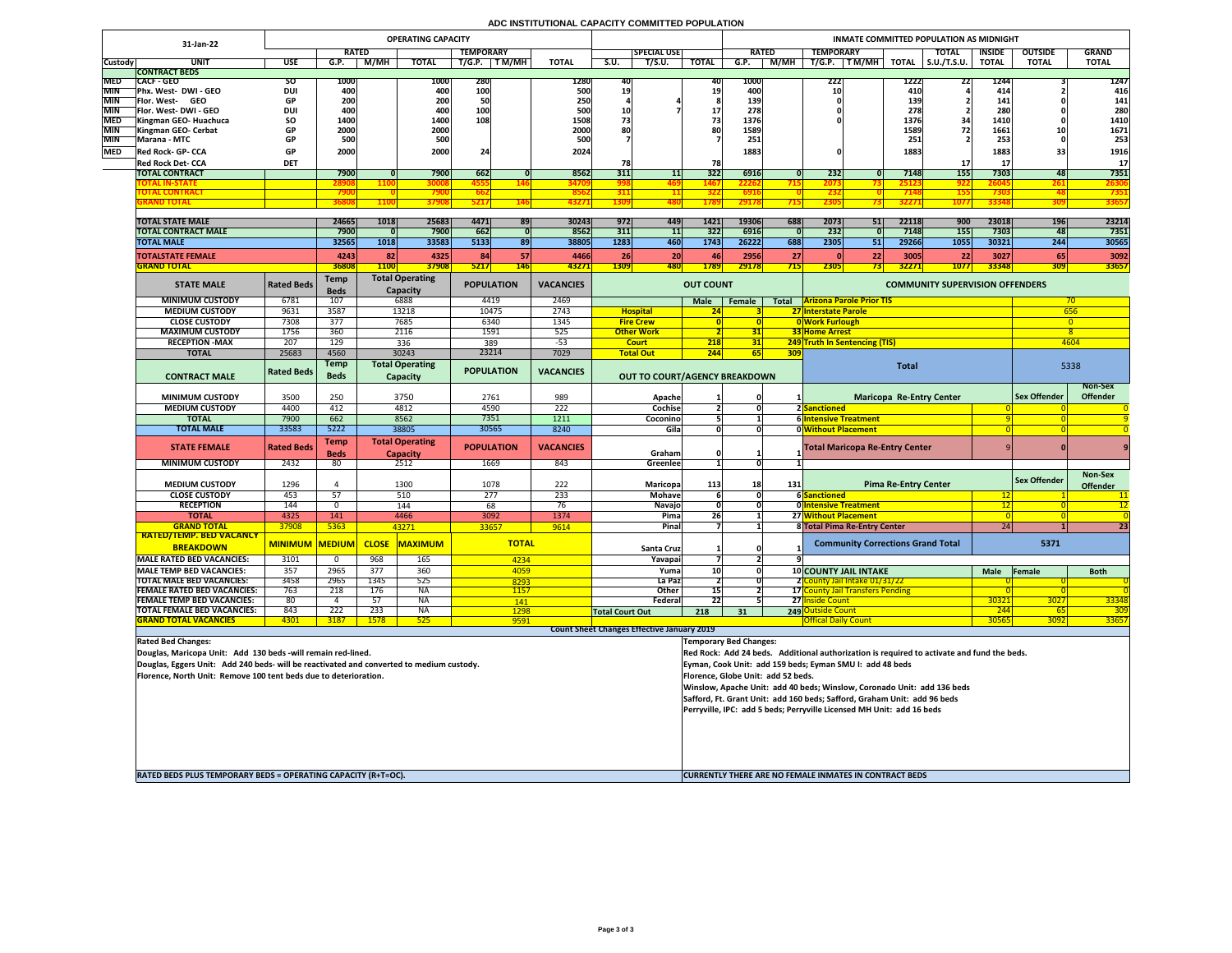# ADC INSTITUTIONAL CAPACITY COMMITTED POPULATION

**31-Jan-22**

| Custody | UNIT | USE | OPERATING CAPACITY RATED G.P. | RATED M/MH | TOTAL | TEMPORARY T/G.P. | TEMPORARY T M/MH | TOTAL | SPECIAL USE S.U. | SPECIAL USE T/S.U. | TOTAL | INMATE COMMITTED POPULATION AS MIDNIGHT RATED G.P. | RATED M/MH | TEMPORARY T/G.P. | TEMPORARY T M/MH | TOTAL | TOTAL S.U./T.S.U. | INSIDE TOTAL | OUTSIDE TOTAL | GRAND TOTAL |
|---|---|---|---|---|---|---|---|---|---|---|---|---|---|---|---|---|---|---|---|---|
| | CONTRACT BEDS | | | | | | | | | | | | | | | | | | | |
| MED | CACF - GEO | SO | 1000 | | 1000 | 280 | | 1280 | 40 | | 40 | 1000 | | 222 | | 1222 | 22 | 1244 | 3 | 1247 |
| MIN | Phx. West- DWI - GEO | DUI | 400 | | 400 | 100 | | 500 | 19 | | 19 | 400 | | 10 | | 410 | 4 | 414 | 2 | 416 |
| MIN | Flor. West- GEO | GP | 200 | | 200 | 50 | | 250 | 4 | 4 | 8 | 139 | | 0 | | 139 | 2 | 141 | 0 | 141 |
| MIN | Flor. West- DWI - GEO | DUI | 400 | | 400 | 100 | | 500 | 10 | 7 | 17 | 278 | | 0 | | 278 | 2 | 280 | 0 | 280 |
| MED | Kingman GEO- Huachuca | SO | 1400 | | 1400 | 108 | | 1508 | 73 | | 73 | 1376 | | 0 | | 1376 | 34 | 1410 | 0 | 1410 |
| MIN | Kingman GEO- Cerbat | GP | 2000 | | 2000 | | | 2000 | 80 | | 80 | 1589 | | | | 1589 | 72 | 1661 | 10 | 1671 |
| MIN | Marana - MTC | GP | 500 | | 500 | | | 500 | 7 | | 7 | 251 | | | | 251 | 2 | 253 | 0 | 253 |
| MED | Red Rock- GP- CCA | GP | 2000 | | 2000 | 24 | | 2024 | | | | 1883 | | 0 | | 1883 | | 1883 | 33 | 1916 |
| | Red Rock Det- CCA | DET | | | | | | | 78 | | 78 | | | | | | 17 | 17 | | 17 |
| | TOTAL CONTRACT | | 7900 | 0 | 7900 | 662 | 0 | 8562 | 311 | 11 | 322 | 6916 | 0 | 232 | 0 | 7148 | 155 | 7303 | 48 | 7351 |
| | TOTAL IN-STATE | | 28908 | 1100 | 30008 | 4555 | 146 | 34709 | 998 | 469 | 1467 | 22262 | 715 | 2073 | 73 | 25123 | 922 | 26045 | 261 | 26306 |
| | TOTAL CONTRACT | | 7900 | 0 | 7900 | 662 | | 8562 | 311 | 11 | 322 | 6916 | 0 | 232 | 0 | 7148 | 155 | 7303 | 48 | 7351 |
| | GRAND TOTAL | | 36808 | 1100 | 37908 | 5217 | 146 | 43271 | 1309 | 480 | 1789 | 29178 | 715 | 2305 | 73 | 32271 | 1077 | 33348 | 309 | 33657 |
| | TOTAL STATE MALE | | 24665 | 1018 | 25683 | 4471 | 89 | 30243 | 972 | 449 | 1421 | 19306 | 688 | 2073 | 51 | 22118 | 900 | 23018 | 196 | 23214 |
| | TOTAL CONTRACT MALE | | 7900 | 0 | 7900 | 662 | 0 | 8562 | 311 | 11 | 322 | 6916 | 0 | 232 | 0 | 7148 | 155 | 7303 | 48 | 7351 |
| | TOTAL MALE | | 32565 | 1018 | 33583 | 5133 | 89 | 38805 | 1283 | 460 | 1743 | 26222 | 688 | 2305 | 51 | 29266 | 1055 | 30321 | 244 | 30565 |
| | TOTALSTATE FEMALE | | 4243 | 82 | 4325 | 84 | 57 | 4466 | 26 | 20 | 46 | 2956 | 27 | 0 | 22 | 3005 | 22 | 3027 | 65 | 3092 |
| | GRAND TOTAL | | 36808 | 1100 | 37908 | 5217 | 146 | 43271 | 1309 | 480 | 1789 | 29178 | 715 | 2305 | 73 | 32271 | 1077 | 33348 | 309 | 33657 |

| STATE MALE | Rated Beds | Temp Beds | Total Operating Capacity | POPULATION | VACANCIES |
|---|---|---|---|---|---|
| MINIMUM CUSTODY | 6781 | 107 | 6888 | 4419 | 2469 |
| MEDIUM CUSTODY | 9631 | 3587 | 13218 | 10475 | 2743 |
| CLOSE CUSTODY | 7308 | 377 | 7685 | 6340 | 1345 |
| MAXIMUM CUSTODY | 1756 | 360 | 2116 | 1591 | 525 |
| RECEPTION -MAX | 207 | 129 | 336 | 389 | -53 |
| TOTAL | 25683 | 4560 | 30243 | 23214 | 7029 |

| CONTRACT MALE | Rated Beds | Temp Beds | Total Operating Capacity | POPULATION | VACANCIES |
|---|---|---|---|---|---|
| MINIMUM CUSTODY | 3500 | 250 | 3750 | 2761 | 989 |
| MEDIUM CUSTODY | 4400 | 412 | 4812 | 4590 | 222 |
| TOTAL | 7900 | 662 | 8562 | 7351 | 1211 |
| TOTAL MALE | 33583 | 5222 | 38805 | 30565 | 8240 |

| STATE FEMALE | Rated Beds | Temp Beds | Total Operating Capacity | POPULATION | VACANCIES |
|---|---|---|---|---|---|
| MINIMUM CUSTODY | 2432 | 80 | 2512 | 1669 | 843 |
| MEDIUM CUSTODY | 1296 | 4 | 1300 | 1078 | 222 |
| CLOSE CUSTODY | 453 | 57 | 510 | 277 | 233 |
| RECEPTION | 144 | 0 | 144 | 68 | 76 |
| TOTAL | 4325 | 141 | 4466 | 3092 | 1374 |
| GRAND TOTAL | 37908 | 5363 | 43271 | 33657 | 9614 |

| RATED/TEMP. BED VACANCY BREAKDOWN | MINIMUM | MEDIUM | CLOSE | MAXIMUM | TOTAL |
|---|---|---|---|---|---|
| MALE RATED BED VACANCIES: | 3101 | 0 | 968 | 165 | 4234 |
| MALE TEMP BED VACANCIES: | 357 | 2965 | 377 | 360 | 4059 |
| TOTAL MALE BED VACANCIES: | 3458 | 2965 | 1345 | 525 | 8293 |
| FEMALE RATED BED VACANCIES: | 763 | 218 | 176 | NA | 1157 |
| FEMALE TEMP BED VACANCIES: | 80 | 4 | 57 | NA | 141 |
| TOTAL FEMALE BED VACANCIES: | 843 | 222 | 233 | NA | 1298 |
| GRAND TOTAL VACANCIES | 4301 | 3187 | 1578 | 525 | 9591 |

| OUT COUNT | Male | Female | Total |
|---|---|---|---|
| Hospital | 24 | 3 | 27 |
| Fire Crew | 0 | 0 | 0 |
| Other Work | 2 | 31 | 33 |
| Court | 218 | 31 | 249 |
| Total Out | 244 | 65 | 309 |

| OUT TO COURT/AGENCY BREAKDOWN | Male | Female | Total |
|---|---|---|---|
| Apache | 1 | 0 | 1 |
| Cochise | 2 | 0 | 2 |
| Coconino | 5 | 1 | 6 |
| Gila | 0 | 0 | 0 |
| Graham | 0 | 1 | 1 |
| Greenlee | 1 | 0 | 1 |
| Maricopa | 113 | 18 | 131 |
| Mohave | 6 | 0 | 6 |
| Navajo | 0 | 0 | 0 |
| Pima | 26 | 1 | 27 |
| Pinal | 7 | 1 | 8 |
| Santa Cruz | 1 | 0 | 1 |
| Yavapai | 7 | 2 | 9 |
| Yuma | 10 | 0 | 10 |
| La Paz | 2 | 0 | 2 |
| Other | 15 | 2 | 17 |
| Federal | 22 | 5 | 27 |
| Total Court Out | 218 | 31 | 249 |

| COMMUNITY SUPERVISION OFFENDERS | |
|---|---|
| Arizona Parole Prior TIS | 70 |
| Interstate Parole | 656 |
| Work Furlough | 0 |
| Home Arrest | 8 |
| Truth In Sentencing (TIS) | 4604 |
| Total | 5338 |

| Maricopa Re-Entry Center | | Sex Offender | Non-Sex Offender |
|---|---|---|---|
| Sanctioned | 0 | 0 | 0 |
| Intensive Treatment | 9 | 0 | 9 |
| Without Placement | 0 | 0 | 0 |
| Total Maricopa Re-Entry Center | 9 | 0 | 9 |

| Pima Re-Entry Center | | Sex Offender | Non-Sex Offender |
|---|---|---|---|
| Sanctioned | 12 | 1 | 11 |
| Intensive Treatment | 12 | 0 | 12 |
| Without Placement | 0 | 0 | 0 |
| Total Pima Re-Entry Center | 24 | 1 | 23 |

| Community Corrections Grand Total | 5371 |
|---|---|

| COUNTY JAIL INTAKE | Male | Female | Both |
|---|---|---|---|
| County Jail Intake 01/31/22 | 0 | 0 | 0 |
| County Jail Transfers Pending | 0 | 0 | 0 |
| Inside Count | 30321 | 3027 | 33348 |
| Outside Count | 244 | 65 | 309 |
| Offical Daily Count | 30565 | 3092 | 33657 |

Count Sheet Changes Effective January 2019

**Rated Bed Changes:**

Douglas, Maricopa Unit: Add 130 beds -will remain red-lined.

Douglas, Eggers Unit: Add 240 beds- will be reactivated and converted to medium custody.

Florence, North Unit: Remove 100 tent beds due to deterioration.

**Temporary Bed Changes:**

Red Rock: Add 24 beds. Additional authorization is required to activate and fund the beds.

Eyman, Cook Unit: add 159 beds; Eyman SMU I: add 48 beds

Florence, Globe Unit: add 52 beds.

Winslow, Apache Unit: add 40 beds; Winslow, Coronado Unit: add 136 beds

Safford, Ft. Grant Unit: add 160 beds; Safford, Graham Unit: add 96 beds

Perryville, IPC: add 5 beds; Perryville Licensed MH Unit: add 16 beds

RATED BEDS PLUS TEMPORARY BEDS = OPERATING CAPACITY (R+T=OC).

CURRENTLY THERE ARE NO FEMALE INMATES IN CONTRACT BEDS